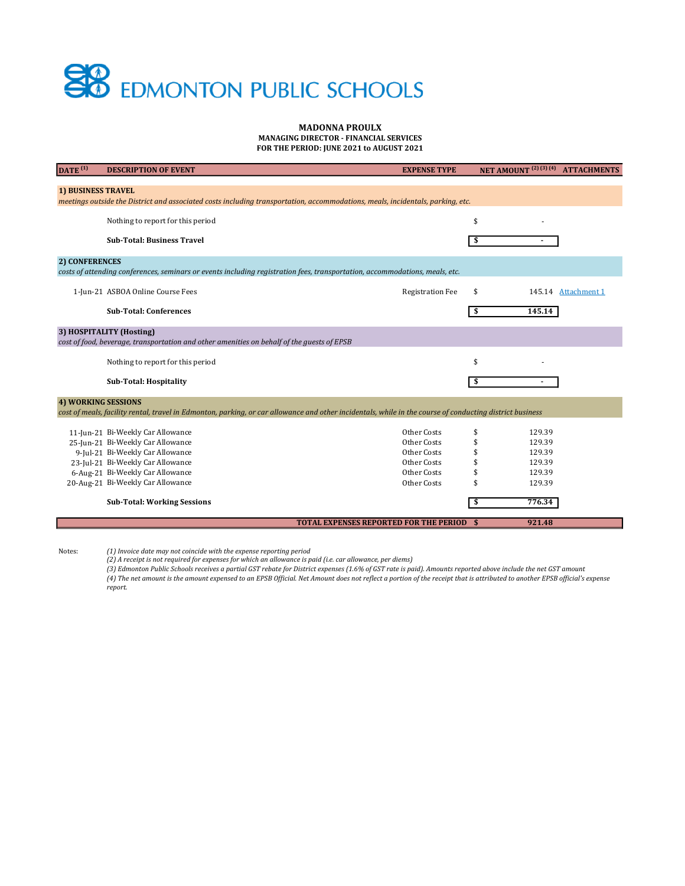# EDMONTON PUBLIC SCHOOLS

**MADONNA PROULX**
**MANAGING DIRECTOR - FINANCIAL SERVICES**
**FOR THE PERIOD: JUNE 2021 to AUGUST 2021**

| DATE [1] | DESCRIPTION OF EVENT | EXPENSE TYPE | NET AMOUNT [2] [3] [4] | ATTACHMENTS |
|---|---|---|---|---|
| **1) BUSINESS TRAVEL** *meetings outside the District and associated costs including transportation, accommodations, meals, incidentals, parking, etc.* | | | | |
| | Nothing to report for this period | | $ - | |
| | **Sub-Total: Business Travel** | | **$ -** | |
| **2) CONFERENCES** *costs of attending conferences, seminars or events including registration fees, transportation, accommodations, meals, etc.* | | | | |
| 1-Jun-21 | ASBOA Online Course Fees | Registration Fee | $ 145.14 | Attachment 1 |
| | **Sub-Total: Conferences** | | **$ 145.14** | |
| **3) HOSPITALITY (Hosting)** *cost of food, beverage, transportation and other amenities on behalf of the guests of EPSB* | | | | |
| | Nothing to report for this period | | $ - | |
| | **Sub-Total: Hospitality** | | **$ -** | |
| **4) WORKING SESSIONS** *cost of meals, facility rental, travel in Edmonton, parking, or car allowance and other incidentals, while in the course of conducting district business* | | | | |
| 11-Jun-21 | Bi-Weekly Car Allowance | Other Costs | $ 129.39 | |
| 25-Jun-21 | Bi-Weekly Car Allowance | Other Costs | $ 129.39 | |
| 9-Jul-21 | Bi-Weekly Car Allowance | Other Costs | $ 129.39 | |
| 23-Jul-21 | Bi-Weekly Car Allowance | Other Costs | $ 129.39 | |
| 6-Aug-21 | Bi-Weekly Car Allowance | Other Costs | $ 129.39 | |
| 20-Aug-21 | Bi-Weekly Car Allowance | Other Costs | $ 129.39 | |
| | **Sub-Total: Working Sessions** | | **$ 776.34** | |
| | **TOTAL EXPENSES REPORTED FOR THE PERIOD** | | **$ 921.48** | |

Notes:

*(1) Invoice date may not coincide with the expense reporting period*
*(2) A receipt is not required for expenses for which an allowance is paid (i.e. car allowance, per diems)*
*(3) Edmonton Public Schools receives a partial GST rebate for District expenses (1.6% of GST rate is paid). Amounts reported above include the net GST amount*
*(4) The net amount is the amount expensed to an EPSB Official. Net Amount does not reflect a portion of the receipt that is attributed to another EPSB official's expense report.*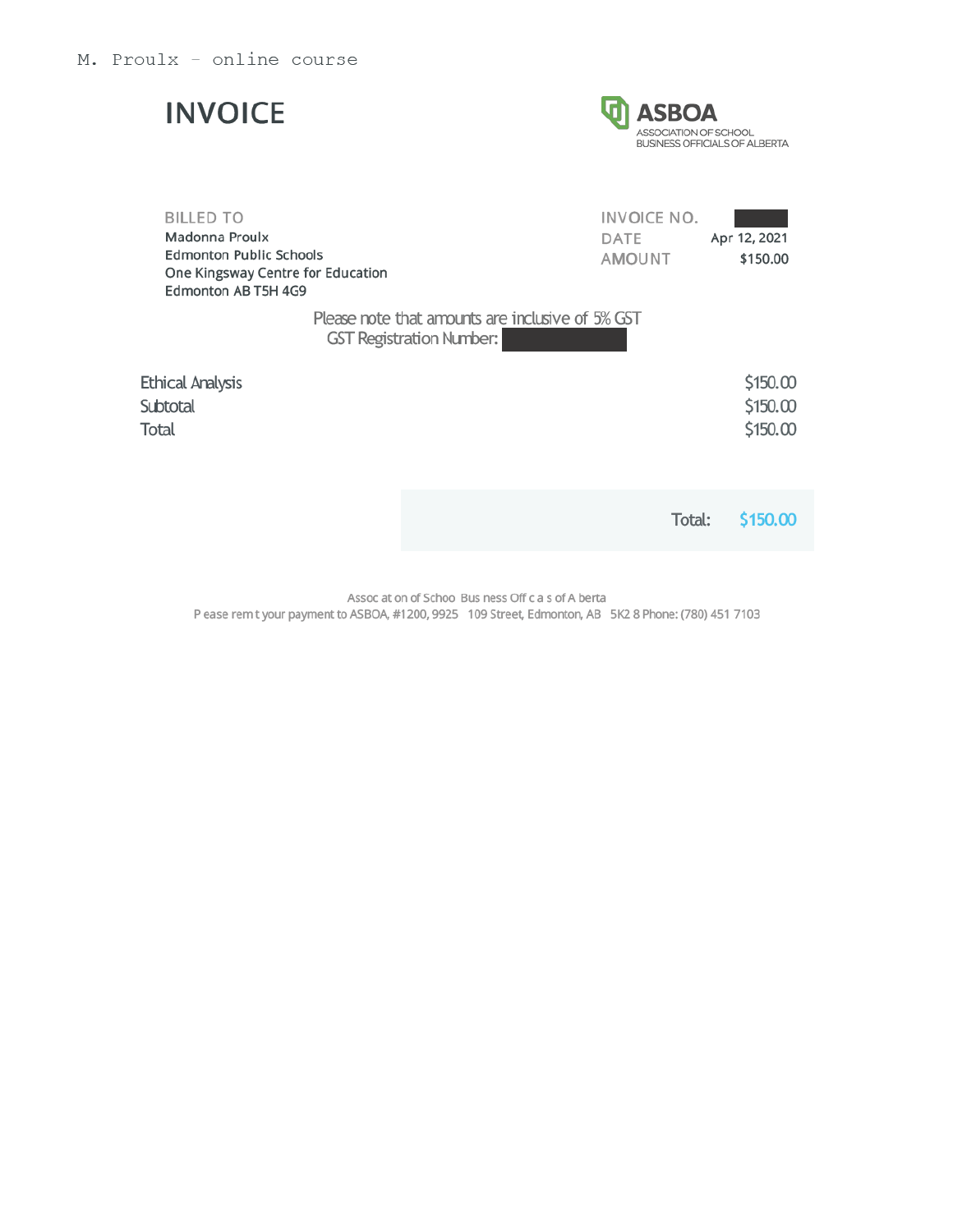M. Proulx - online course

# INVOICE

ASBOA
ASSOCIATION OF SCHOOL BUSINESS OFFICIALS OF ALBERTA

BILLED TO
Madonna Proulx
Edmonton Public Schools
One Kingsway Centre for Education
Edmonton AB T5H 4G9

| | |
|---|---|
| INVOICE NO. | |
| DATE | Apr 12, 2021 |
| AMOUNT | $150.00 |

Please note that amounts are inclusive of 5% GST
GST Registration Number:

| | |
|---|---|
| Ethical Analysis | $150.00 |
| Subtotal | $150.00 |
| Total | $150.00 |

**Total: $150.00**

Assoc at on of Schoo Bus ness Off c a s of A berta
P ease rem t your payment to ASBOA, #1200, 9925 109 Street, Edmonton, AB 5K2 8 Phone: (780) 451 7103